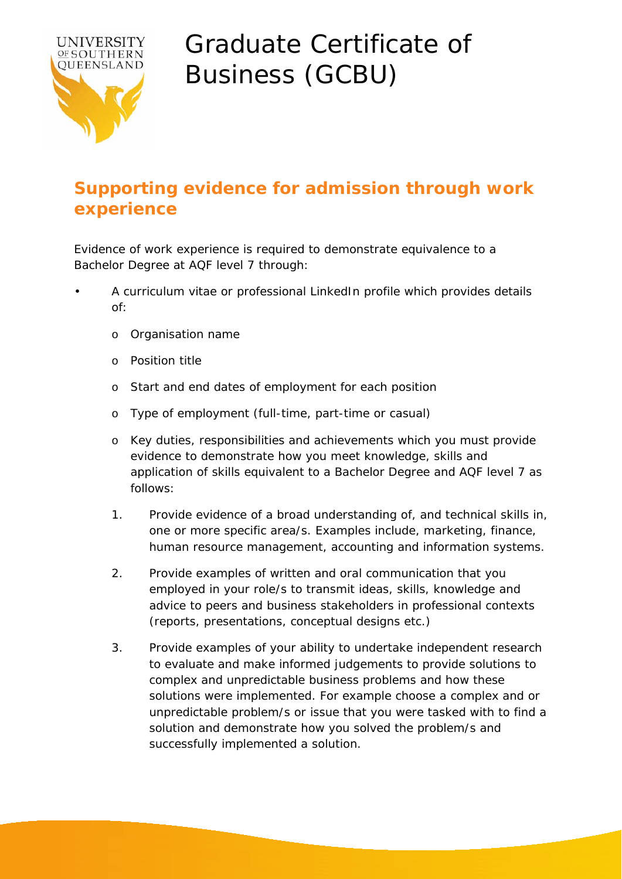# Graduate Certificate of Business (GCBU)

## Supporting evidence for admission through work experience

Evidence of work experience is required to demonstrate equivalence to a Bachelor Degree at AQF level 7 through:

- A curriculum vitae or professional LinkedIn profile which provides details of:
  - Organisation name
  - Position title
  - Start and end dates of employment for each position
  - Type of employment (full-time, part-time or casual)
  - Key duties, responsibilities and achievements which you must provide evidence to demonstrate how you meet knowledge, skills and application of skills equivalent to a Bachelor Degree and AQF level 7 as follows:

  1. Provide evidence of a broad understanding of, and technical skills in, one or more specific area/s. Examples include, marketing, finance, human resource management, accounting and information systems.
  2. Provide examples of written and oral communication that you employed in your role/s to transmit ideas, skills, knowledge and advice to peers and business stakeholders in professional contexts (reports, presentations, conceptual designs etc.)
  3. Provide examples of your ability to undertake independent research to evaluate and make informed judgements to provide solutions to complex and unpredictable business problems and how these solutions were implemented. For example choose a complex and or unpredictable problem/s or issue that you were tasked with to find a solution and demonstrate how you solved the problem/s and successfully implemented a solution.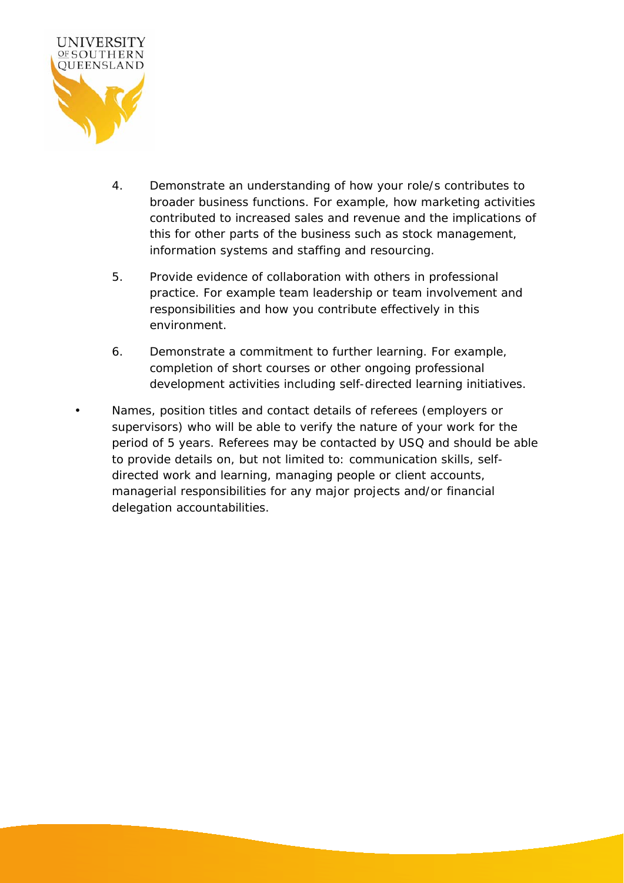4. Demonstrate an understanding of how your role/s contributes to broader business functions. For example, how marketing activities contributed to increased sales and revenue and the implications of this for other parts of the business such as stock management, information systems and staffing and resourcing.

5. Provide evidence of collaboration with others in professional practice. For example team leadership or team involvement and responsibilities and how you contribute effectively in this environment.

6. Demonstrate a commitment to further learning. For example, completion of short courses or other ongoing professional development activities including self-directed learning initiatives.

- Names, position titles and contact details of referees (employers or supervisors) who will be able to verify the nature of your work for the period of 5 years. Referees may be contacted by USQ and should be able to provide details on, but not limited to: communication skills, self-directed work and learning, managing people or client accounts, managerial responsibilities for any major projects and/or financial delegation accountabilities.